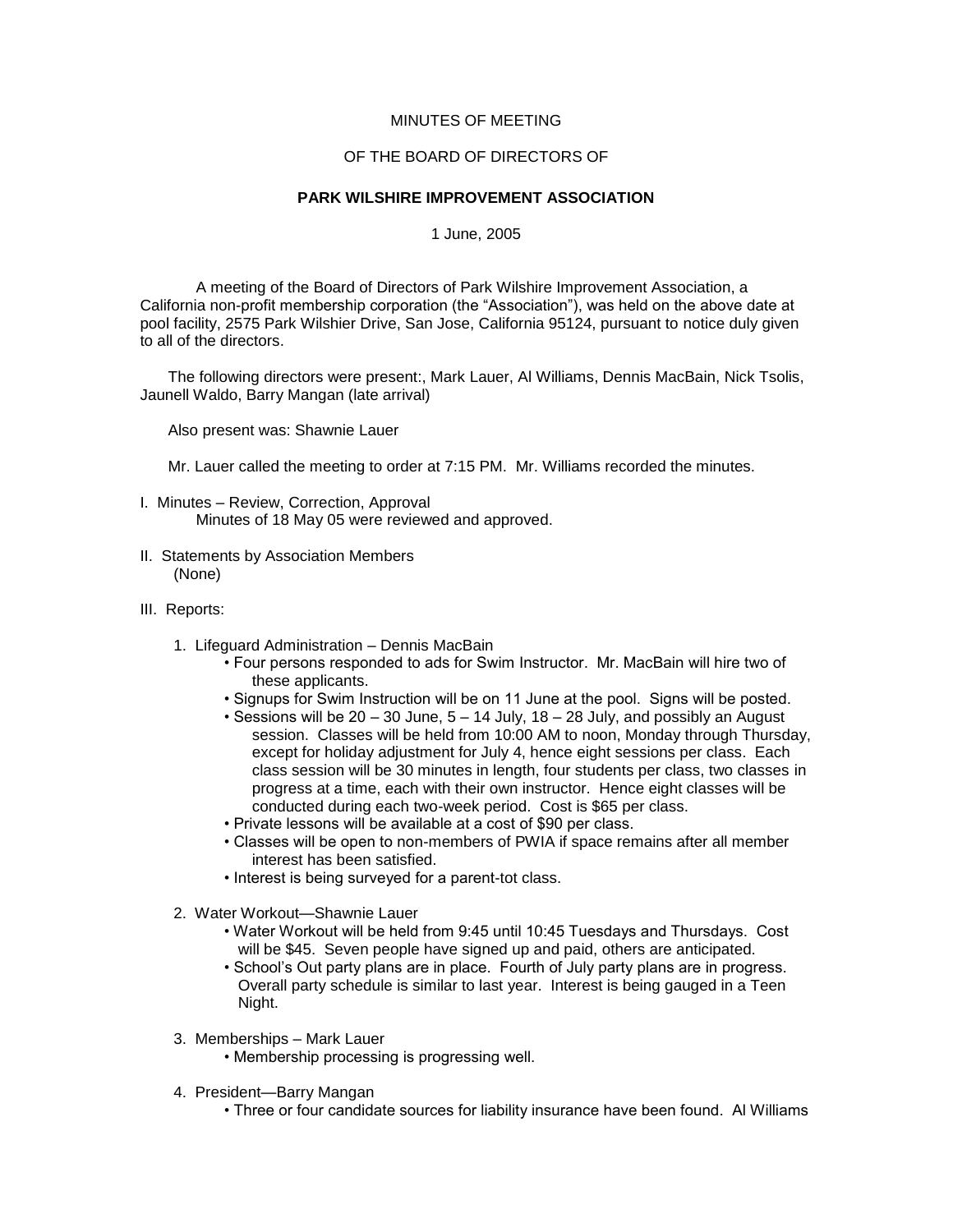MINUTES OF MEETING

OF THE BOARD OF DIRECTORS OF

**PARK WILSHIRE IMPROVEMENT ASSOCIATION**

1 June, 2005

A meeting of the Board of Directors of Park Wilshire Improvement Association, a California non-profit membership corporation (the "Association"), was held on the above date at pool facility, 2575 Park Wilshier Drive, San Jose, California 95124, pursuant to notice duly given to all of the directors.

The following directors were present:, Mark Lauer, Al Williams, Dennis MacBain, Nick Tsolis, Jaunell Waldo, Barry Mangan (late arrival)

Also present was: Shawnie Lauer

Mr. Lauer called the meeting to order at 7:15 PM. Mr. Williams recorded the minutes.

I. Minutes – Review, Correction, Approval

Minutes of 18 May 05 were reviewed and approved.

II. Statements by Association Members

(None)

III. Reports:

1. Lifeguard Administration – Dennis MacBain
   - Four persons responded to ads for Swim Instructor. Mr. MacBain will hire two of these applicants.
   - Signups for Swim Instruction will be on 11 June at the pool. Signs will be posted.
   - Sessions will be 20 – 30 June, 5 – 14 July, 18 – 28 July, and possibly an August session. Classes will be held from 10:00 AM to noon, Monday through Thursday, except for holiday adjustment for July 4, hence eight sessions per class. Each class session will be 30 minutes in length, four students per class, two classes in progress at a time, each with their own instructor. Hence eight classes will be conducted during each two-week period. Cost is $65 per class.
   - Private lessons will be available at a cost of $90 per class.
   - Classes will be open to non-members of PWIA if space remains after all member interest has been satisfied.
   - Interest is being surveyed for a parent-tot class.

2. Water Workout—Shawnie Lauer
   - Water Workout will be held from 9:45 until 10:45 Tuesdays and Thursdays. Cost will be $45. Seven people have signed up and paid, others are anticipated.
   - School's Out party plans are in place. Fourth of July party plans are in progress. Overall party schedule is similar to last year. Interest is being gauged in a Teen Night.

3. Memberships – Mark Lauer
   - Membership processing is progressing well.

4. President—Barry Mangan
   - Three or four candidate sources for liability insurance have been found. Al Williams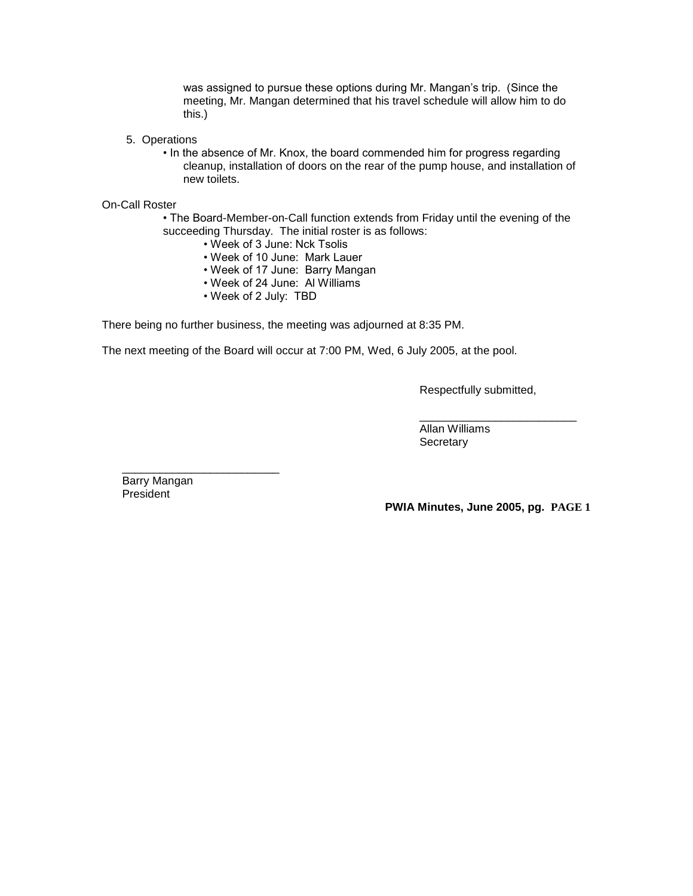was assigned to pursue these options during Mr. Mangan's trip. (Since the meeting, Mr. Mangan determined that his travel schedule will allow him to do this.)

5. Operations
   - In the absence of Mr. Knox, the board commended him for progress regarding cleanup, installation of doors on the rear of the pump house, and installation of new toilets.

On-Call Roster

- The Board-Member-on-Call function extends from Friday until the evening of the succeeding Thursday. The initial roster is as follows:
  - Week of 3 June: Nck Tsolis
  - Week of 10 June: Mark Lauer
  - Week of 17 June: Barry Mangan
  - Week of 24 June: Al Williams
  - Week of 2 July: TBD

There being no further business, the meeting was adjourned at 8:35 PM.

The next meeting of the Board will occur at 7:00 PM, Wed, 6 July 2005, at the pool.

Respectfully submitted,

_________________________
Allan Williams
Secretary

_________________________
Barry Mangan
President